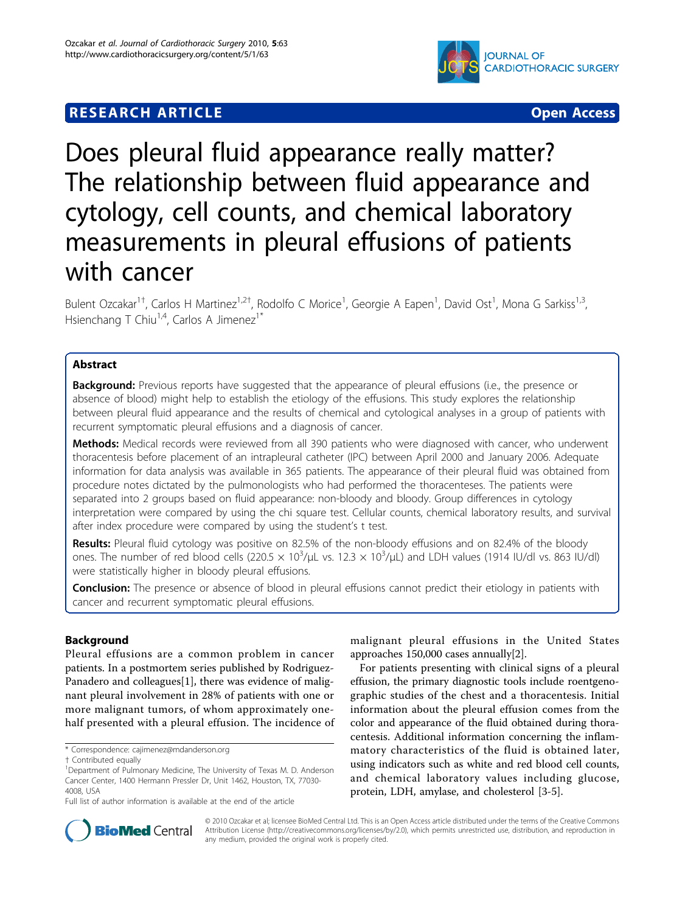RESEARCH ARTICLE Open Access

# Does pleural fluid appearance really matter? The relationship between fluid appearance and cytology, cell counts, and chemical laboratory measurements in pleural effusions of patients with cancer

Bulent Ozcakar[1†], Carlos H Martinez[1,2†], Rodolfo C Morice[1], Georgie A Eapen[1], David Ost[1], Mona G Sarkiss[1,3], Hsienchang T Chiu[1,4], Carlos A Jimenez[1*]

## Abstract

**Background:** Previous reports have suggested that the appearance of pleural effusions (i.e., the presence or absence of blood) might help to establish the etiology of the effusions. This study explores the relationship between pleural fluid appearance and the results of chemical and cytological analyses in a group of patients with recurrent symptomatic pleural effusions and a diagnosis of cancer.

**Methods:** Medical records were reviewed from all 390 patients who were diagnosed with cancer, who underwent thoracentesis before placement of an intrapleural catheter (IPC) between April 2000 and January 2006. Adequate information for data analysis was available in 365 patients. The appearance of their pleural fluid was obtained from procedure notes dictated by the pulmonologists who had performed the thoracenteses. The patients were separated into 2 groups based on fluid appearance: non-bloody and bloody. Group differences in cytology interpretation were compared by using the chi square test. Cellular counts, chemical laboratory results, and survival after index procedure were compared by using the student's t test.

**Results:** Pleural fluid cytology was positive on 82.5% of the non-bloody effusions and on 82.4% of the bloody ones. The number of red blood cells ($220.5 \times 10^3/\mu L$ vs. $12.3 \times 10^3/\mu L$) and LDH values (1914 IU/dl vs. 863 IU/dl) were statistically higher in bloody pleural effusions.

**Conclusion:** The presence or absence of blood in pleural effusions cannot predict their etiology in patients with cancer and recurrent symptomatic pleural effusions.

## Background

Pleural effusions are a common problem in cancer patients. In a postmortem series published by Rodriguez-Panadero and colleagues[1], there was evidence of malignant pleural involvement in 28% of patients with one or more malignant tumors, of whom approximately one-half presented with a pleural effusion. The incidence of malignant pleural effusions in the United States approaches 150,000 cases annually[2].

For patients presenting with clinical signs of a pleural effusion, the primary diagnostic tools include roentgenographic studies of the chest and a thoracentesis. Initial information about the pleural effusion comes from the color and appearance of the fluid obtained during thoracentesis. Additional information concerning the inflammatory characteristics of the fluid is obtained later, using indicators such as white and red blood cell counts, and chemical laboratory values including glucose, protein, LDH, amylase, and cholesterol [3-5].

\* Correspondence: cajimenez@mdanderson.org
† Contributed equally
[1]Department of Pulmonary Medicine, The University of Texas M. D. Anderson Cancer Center, 1400 Hermann Pressler Dr, Unit 1462, Houston, TX, 77030-4008, USA
Full list of author information is available at the end of the article

© 2010 Ozcakar et al; licensee BioMed Central Ltd. This is an Open Access article distributed under the terms of the Creative Commons Attribution License (http://creativecommons.org/licenses/by/2.0), which permits unrestricted use, distribution, and reproduction in any medium, provided the original work is properly cited.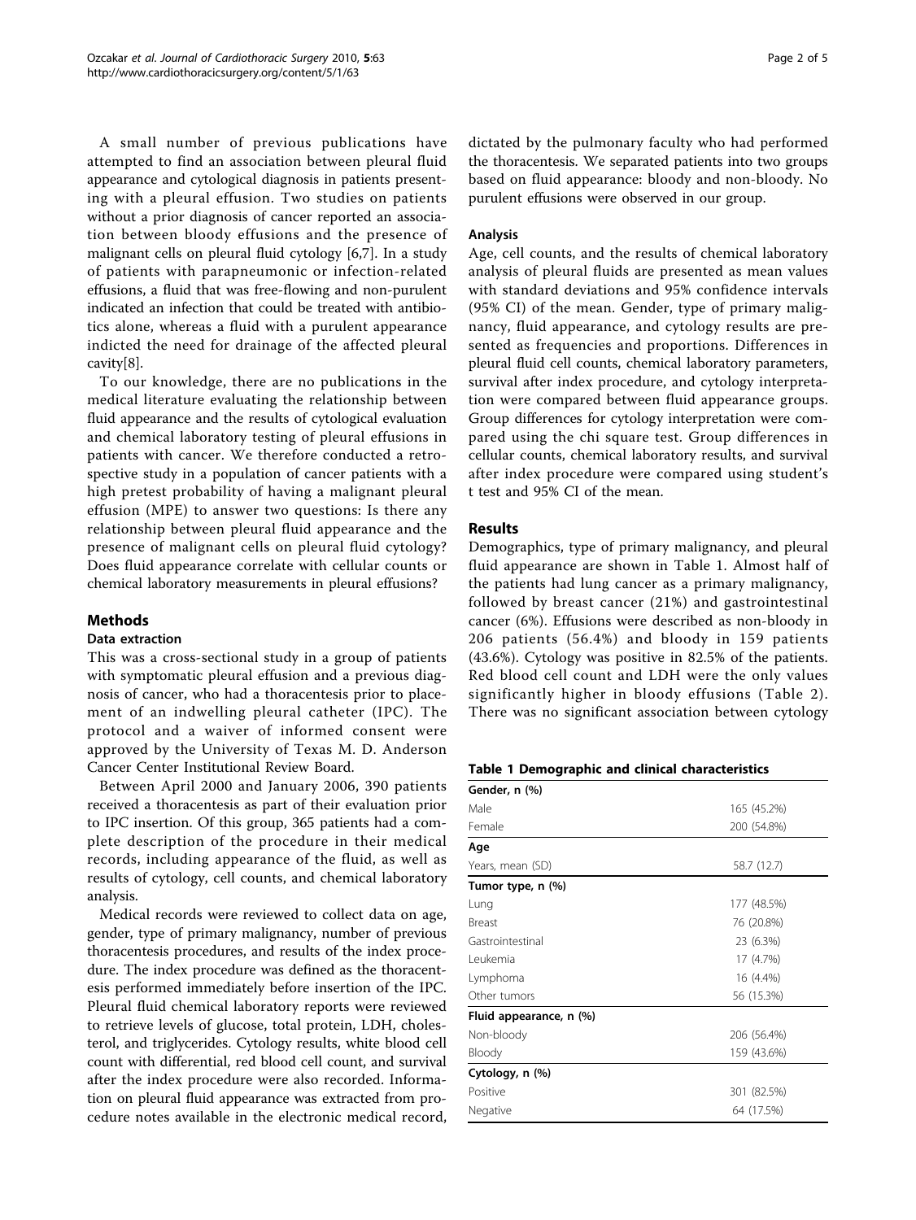A small number of previous publications have attempted to find an association between pleural fluid appearance and cytological diagnosis in patients presenting with a pleural effusion. Two studies on patients without a prior diagnosis of cancer reported an association between bloody effusions and the presence of malignant cells on pleural fluid cytology [6,7]. In a study of patients with parapneumonic or infection-related effusions, a fluid that was free-flowing and non-purulent indicated an infection that could be treated with antibiotics alone, whereas a fluid with a purulent appearance indicted the need for drainage of the affected pleural cavity[8].

To our knowledge, there are no publications in the medical literature evaluating the relationship between fluid appearance and the results of cytological evaluation and chemical laboratory testing of pleural effusions in patients with cancer. We therefore conducted a retrospective study in a population of cancer patients with a high pretest probability of having a malignant pleural effusion (MPE) to answer two questions: Is there any relationship between pleural fluid appearance and the presence of malignant cells on pleural fluid cytology? Does fluid appearance correlate with cellular counts or chemical laboratory measurements in pleural effusions?

## Methods

### Data extraction

This was a cross-sectional study in a group of patients with symptomatic pleural effusion and a previous diagnosis of cancer, who had a thoracentesis prior to placement of an indwelling pleural catheter (IPC). The protocol and a waiver of informed consent were approved by the University of Texas M. D. Anderson Cancer Center Institutional Review Board.

Between April 2000 and January 2006, 390 patients received a thoracentesis as part of their evaluation prior to IPC insertion. Of this group, 365 patients had a complete description of the procedure in their medical records, including appearance of the fluid, as well as results of cytology, cell counts, and chemical laboratory analysis.

Medical records were reviewed to collect data on age, gender, type of primary malignancy, number of previous thoracentesis procedures, and results of the index procedure. The index procedure was defined as the thoracentesis performed immediately before insertion of the IPC. Pleural fluid chemical laboratory reports were reviewed to retrieve levels of glucose, total protein, LDH, cholesterol, and triglycerides. Cytology results, white blood cell count with differential, red blood cell count, and survival after the index procedure were also recorded. Information on pleural fluid appearance was extracted from procedure notes available in the electronic medical record, dictated by the pulmonary faculty who had performed the thoracentesis. We separated patients into two groups based on fluid appearance: bloody and non-bloody. No purulent effusions were observed in our group.

### Analysis

Age, cell counts, and the results of chemical laboratory analysis of pleural fluids are presented as mean values with standard deviations and 95% confidence intervals (95% CI) of the mean. Gender, type of primary malignancy, fluid appearance, and cytology results are presented as frequencies and proportions. Differences in pleural fluid cell counts, chemical laboratory parameters, survival after index procedure, and cytology interpretation were compared between fluid appearance groups. Group differences for cytology interpretation were compared using the chi square test. Group differences in cellular counts, chemical laboratory results, and survival after index procedure were compared using student's t test and 95% CI of the mean.

## Results

Demographics, type of primary malignancy, and pleural fluid appearance are shown in Table 1. Almost half of the patients had lung cancer as a primary malignancy, followed by breast cancer (21%) and gastrointestinal cancer (6%). Effusions were described as non-bloody in 206 patients (56.4%) and bloody in 159 patients (43.6%). Cytology was positive in 82.5% of the patients. Red blood cell count and LDH were the only values significantly higher in bloody effusions (Table 2). There was no significant association between cytology

**Table 1 Demographic and clinical characteristics**

| | |
|---|---|
| **Gender, n (%)** | |
| Male | 165 (45.2%) |
| Female | 200 (54.8%) |
| **Age** | |
| Years, mean (SD) | 58.7 (12.7) |
| **Tumor type, n (%)** | |
| Lung | 177 (48.5%) |
| Breast | 76 (20.8%) |
| Gastrointestinal | 23 (6.3%) |
| Leukemia | 17 (4.7%) |
| Lymphoma | 16 (4.4%) |
| Other tumors | 56 (15.3%) |
| **Fluid appearance, n (%)** | |
| Non-bloody | 206 (56.4%) |
| Bloody | 159 (43.6%) |
| **Cytology, n (%)** | |
| Positive | 301 (82.5%) |
| Negative | 64 (17.5%) |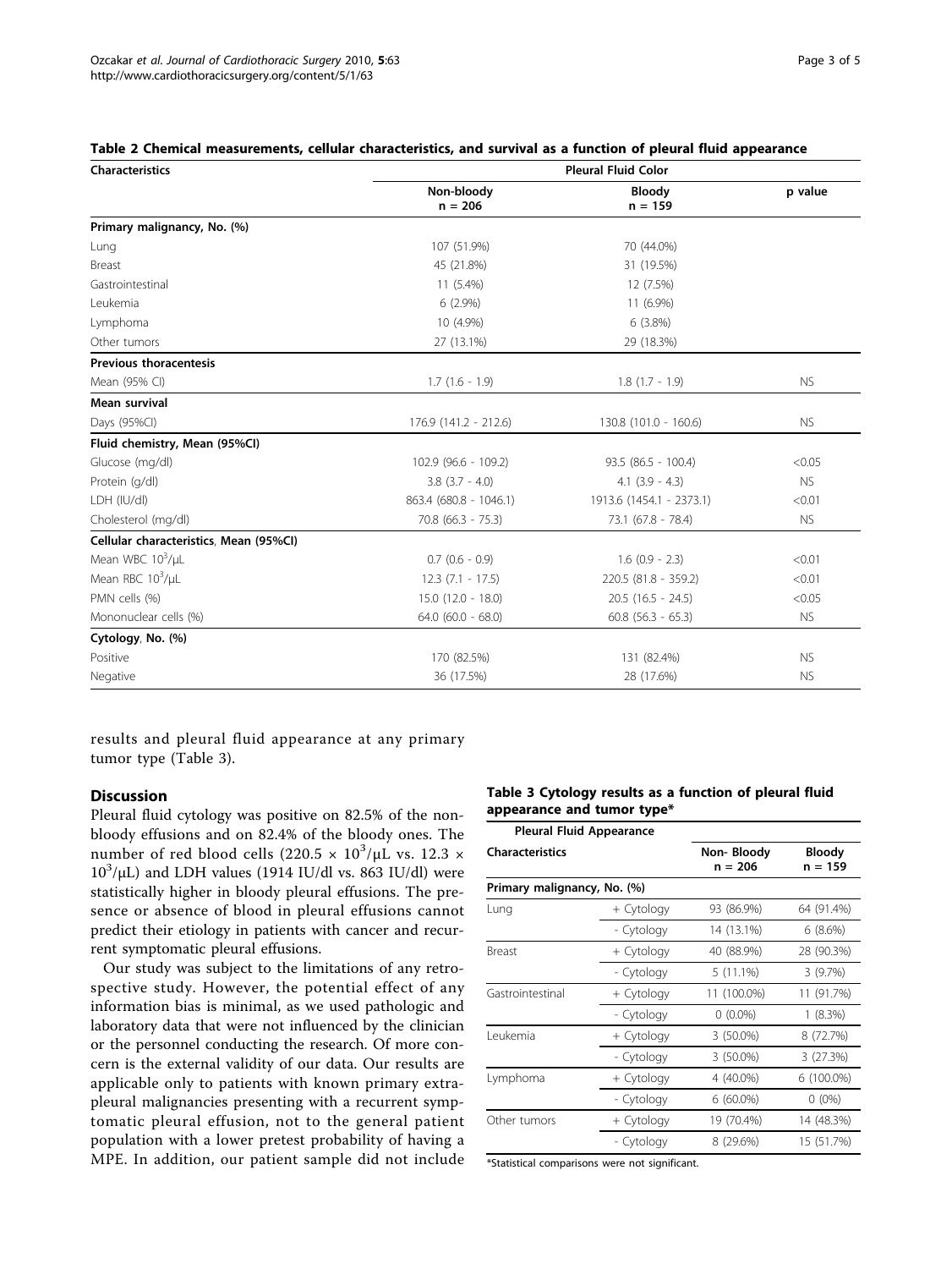**Table 2 Chemical measurements, cellular characteristics, and survival as a function of pleural fluid appearance**

| Characteristics | Pleural Fluid Color | | |
|---|---|---|---|
| | Non-bloody n = 206 | Bloody n = 159 | p value |
| **Primary malignancy, No. (%)** | | | |
| Lung | 107 (51.9%) | 70 (44.0%) | |
| Breast | 45 (21.8%) | 31 (19.5%) | |
| Gastrointestinal | 11 (5.4%) | 12 (7.5%) | |
| Leukemia | 6 (2.9%) | 11 (6.9%) | |
| Lymphoma | 10 (4.9%) | 6 (3.8%) | |
| Other tumors | 27 (13.1%) | 29 (18.3%) | |
| **Previous thoracentesis** | | | |
| Mean (95% CI) | 1.7 (1.6 - 1.9) | 1.8 (1.7 - 1.9) | NS |
| **Mean survival** | | | |
| Days (95%CI) | 176.9 (141.2 - 212.6) | 130.8 (101.0 - 160.6) | NS |
| **Fluid chemistry, Mean (95%CI)** | | | |
| Glucose (mg/dl) | 102.9 (96.6 - 109.2) | 93.5 (86.5 - 100.4) | <0.05 |
| Protein (g/dl) | 3.8 (3.7 - 4.0) | 4.1 (3.9 - 4.3) | NS |
| LDH (IU/dl) | 863.4 (680.8 - 1046.1) | 1913.6 (1454.1 - 2373.1) | <0.01 |
| Cholesterol (mg/dl) | 70.8 (66.3 - 75.3) | 73.1 (67.8 - 78.4) | NS |
| **Cellular characteristics, Mean (95%CI)** | | | |
| Mean WBC $10^3/\mu L$ | 0.7 (0.6 - 0.9) | 1.6 (0.9 - 2.3) | <0.01 |
| Mean RBC $10^3/\mu L$ | 12.3 (7.1 - 17.5) | 220.5 (81.8 - 359.2) | <0.01 |
| PMN cells (%) | 15.0 (12.0 - 18.0) | 20.5 (16.5 - 24.5) | <0.05 |
| Mononuclear cells (%) | 64.0 (60.0 - 68.0) | 60.8 (56.3 - 65.3) | NS |
| **Cytology, No. (%)** | | | |
| Positive | 170 (82.5%) | 131 (82.4%) | NS |
| Negative | 36 (17.5%) | 28 (17.6%) | NS |

results and pleural fluid appearance at any primary tumor type (Table 3).

## Discussion

Pleural fluid cytology was positive on 82.5% of the non-bloody effusions and on 82.4% of the bloody ones. The number of red blood cells ($220.5 \times 10^3/\mu L$ vs. $12.3 \times 10^3/\mu L$) and LDH values (1914 IU/dl vs. 863 IU/dl) were statistically higher in bloody pleural effusions. The presence or absence of blood in pleural effusions cannot predict their etiology in patients with cancer and recurrent symptomatic pleural effusions.

Our study was subject to the limitations of any retrospective study. However, the potential effect of any information bias is minimal, as we used pathologic and laboratory data that were not influenced by the clinician or the personnel conducting the research. Of more concern is the external validity of our data. Our results are applicable only to patients with known primary extrapleural malignancies presenting with a recurrent symptomatic pleural effusion, not to the general patient population with a lower pretest probability of having a MPE. In addition, our patient sample did not include

**Table 3 Cytology results as a function of pleural fluid appearance and tumor type***

| Pleural Fluid Appearance | | | |
|---|---|---|---|
| Characteristics | | Non- Bloody n = 206 | Bloody n = 159 |
| **Primary malignancy, No. (%)** | | | |
| Lung | + Cytology | 93 (86.9%) | 64 (91.4%) |
| | - Cytology | 14 (13.1%) | 6 (8.6%) |
| Breast | + Cytology | 40 (88.9%) | 28 (90.3%) |
| | - Cytology | 5 (11.1%) | 3 (9.7%) |
| Gastrointestinal | + Cytology | 11 (100.0%) | 11 (91.7%) |
| | - Cytology | 0 (0.0%) | 1 (8.3%) |
| Leukemia | + Cytology | 3 (50.0%) | 8 (72.7%) |
| | - Cytology | 3 (50.0%) | 3 (27.3%) |
| Lymphoma | + Cytology | 4 (40.0%) | 6 (100.0%) |
| | - Cytology | 6 (60.0%) | 0 (0%) |
| Other tumors | + Cytology | 19 (70.4%) | 14 (48.3%) |
| | - Cytology | 8 (29.6%) | 15 (51.7%) |

*Statistical comparisons were not significant.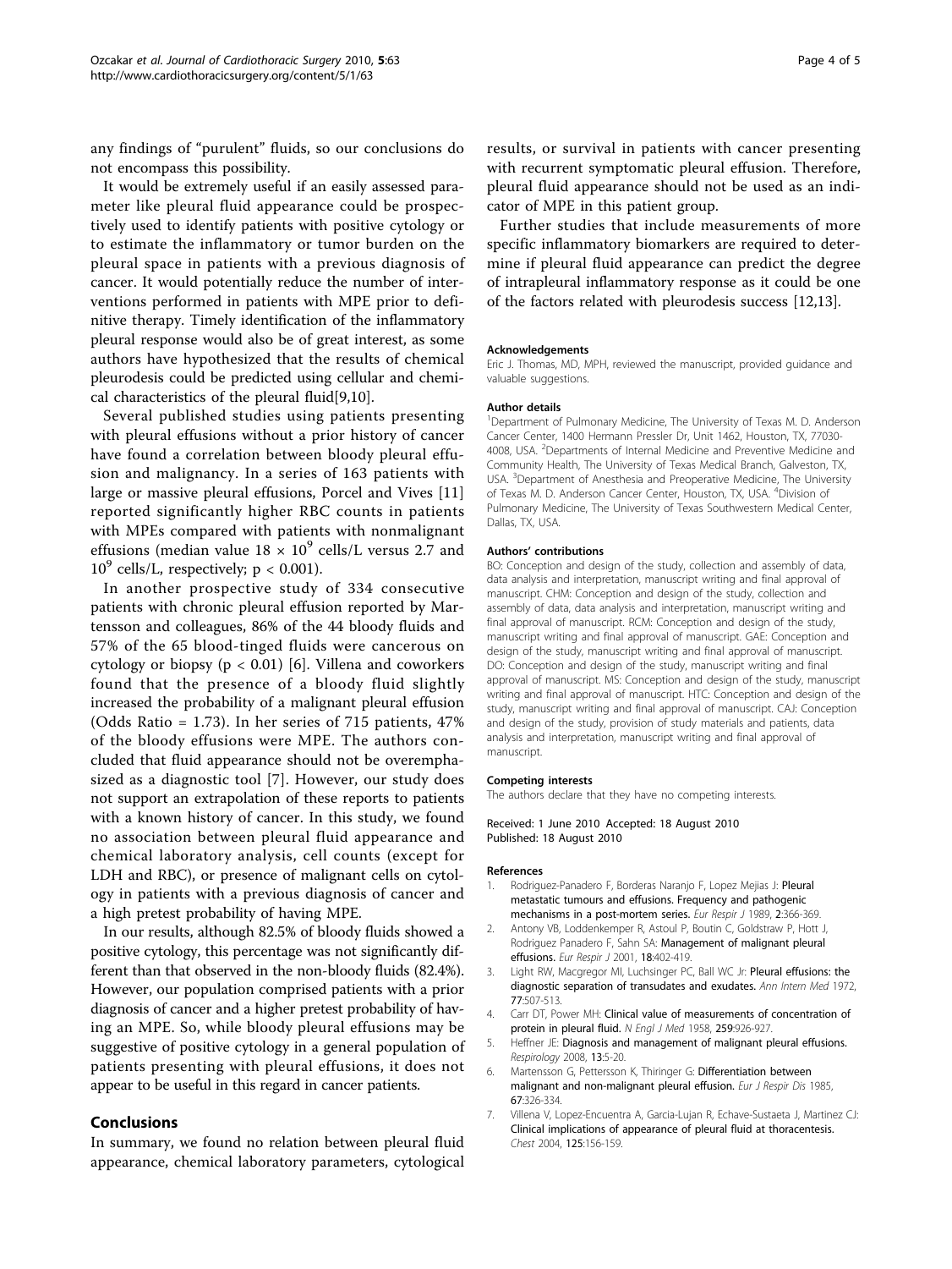any findings of "purulent" fluids, so our conclusions do not encompass this possibility.

It would be extremely useful if an easily assessed parameter like pleural fluid appearance could be prospectively used to identify patients with positive cytology or to estimate the inflammatory or tumor burden on the pleural space in patients with a previous diagnosis of cancer. It would potentially reduce the number of interventions performed in patients with MPE prior to definitive therapy. Timely identification of the inflammatory pleural response would also be of great interest, as some authors have hypothesized that the results of chemical pleurodesis could be predicted using cellular and chemical characteristics of the pleural fluid[9,10].

Several published studies using patients presenting with pleural effusions without a prior history of cancer have found a correlation between bloody pleural effusion and malignancy. In a series of 163 patients with large or massive pleural effusions, Porcel and Vives [11] reported significantly higher RBC counts in patients with MPEs compared with patients with nonmalignant effusions (median value $18 \times 10^9$ cells/L versus 2.7 and $10^9$ cells/L, respectively; $p < 0.001$).

In another prospective study of 334 consecutive patients with chronic pleural effusion reported by Martensson and colleagues, 86% of the 44 bloody fluids and 57% of the 65 blood-tinged fluids were cancerous on cytology or biopsy ($p < 0.01$) [6]. Villena and coworkers found that the presence of a bloody fluid slightly increased the probability of a malignant pleural effusion (Odds Ratio = 1.73). In her series of 715 patients, 47% of the bloody effusions were MPE. The authors concluded that fluid appearance should not be overemphasized as a diagnostic tool [7]. However, our study does not support an extrapolation of these reports to patients with a known history of cancer. In this study, we found no association between pleural fluid appearance and chemical laboratory analysis, cell counts (except for LDH and RBC), or presence of malignant cells on cytology in patients with a previous diagnosis of cancer and a high pretest probability of having MPE.

In our results, although 82.5% of bloody fluids showed a positive cytology, this percentage was not significantly different than that observed in the non-bloody fluids (82.4%). However, our population comprised patients with a prior diagnosis of cancer and a higher pretest probability of having an MPE. So, while bloody pleural effusions may be suggestive of positive cytology in a general population of patients presenting with pleural effusions, it does not appear to be useful in this regard in cancer patients.

## Conclusions

In summary, we found no relation between pleural fluid appearance, chemical laboratory parameters, cytological results, or survival in patients with cancer presenting with recurrent symptomatic pleural effusion. Therefore, pleural fluid appearance should not be used as an indicator of MPE in this patient group.

Further studies that include measurements of more specific inflammatory biomarkers are required to determine if pleural fluid appearance can predict the degree of intrapleural inflammatory response as it could be one of the factors related with pleurodesis success [12,13].

#### Acknowledgements

Eric J. Thomas, MD, MPH, reviewed the manuscript, provided guidance and valuable suggestions.

#### Author details

[1]Department of Pulmonary Medicine, The University of Texas M. D. Anderson Cancer Center, 1400 Hermann Pressler Dr, Unit 1462, Houston, TX, 77030-4008, USA. [2]Departments of Internal Medicine and Preventive Medicine and Community Health, The University of Texas Medical Branch, Galveston, TX, USA. [3]Department of Anesthesia and Preoperative Medicine, The University of Texas M. D. Anderson Cancer Center, Houston, TX, USA. [4]Division of Pulmonary Medicine, The University of Texas Southwestern Medical Center, Dallas, TX, USA.

#### Authors' contributions

BO: Conception and design of the study, collection and assembly of data, data analysis and interpretation, manuscript writing and final approval of manuscript. CHM: Conception and design of the study, collection and assembly of data, data analysis and interpretation, manuscript writing and final approval of manuscript. RCM: Conception and design of the study, manuscript writing and final approval of manuscript. GAE: Conception and design of the study, manuscript writing and final approval of manuscript. DO: Conception and design of the study, manuscript writing and final approval of manuscript. MS: Conception and design of the study, manuscript writing and final approval of manuscript. HTC: Conception and design of the study, manuscript writing and final approval of manuscript. CAJ: Conception and design of the study, provision of study materials and patients, data analysis and interpretation, manuscript writing and final approval of manuscript.

#### Competing interests

The authors declare that they have no competing interests.

Received: 1 June 2010 Accepted: 18 August 2010
Published: 18 August 2010

#### References

1. Rodriguez-Panadero F, Borderas Naranjo F, Lopez Mejias J: **Pleural metastatic tumours and effusions. Frequency and pathogenic mechanisms in a post-mortem series.** *Eur Respir J* 1989, **2**:366-369.
2. Antony VB, Loddenkemper R, Astoul P, Boutin C, Goldstraw P, Hott J, Rodriguez Panadero F, Sahn SA: **Management of malignant pleural effusions.** *Eur Respir J* 2001, **18**:402-419.
3. Light RW, Macgregor MI, Luchsinger PC, Ball WC Jr: **Pleural effusions: the diagnostic separation of transudates and exudates.** *Ann Intern Med* 1972, **77**:507-513.
4. Carr DT, Power MH: **Clinical value of measurements of concentration of protein in pleural fluid.** *N Engl J Med* 1958, **259**:926-927.
5. Heffner JE: **Diagnosis and management of malignant pleural effusions.** *Respirology* 2008, **13**:5-20.
6. Martensson G, Pettersson K, Thiringer G: **Differentiation between malignant and non-malignant pleural effusion.** *Eur J Respir Dis* 1985, **67**:326-334.
7. Villena V, Lopez-Encuentra A, Garcia-Lujan R, Echave-Sustaeta J, Martinez CJ: **Clinical implications of appearance of pleural fluid at thoracentesis.** *Chest* 2004, **125**:156-159.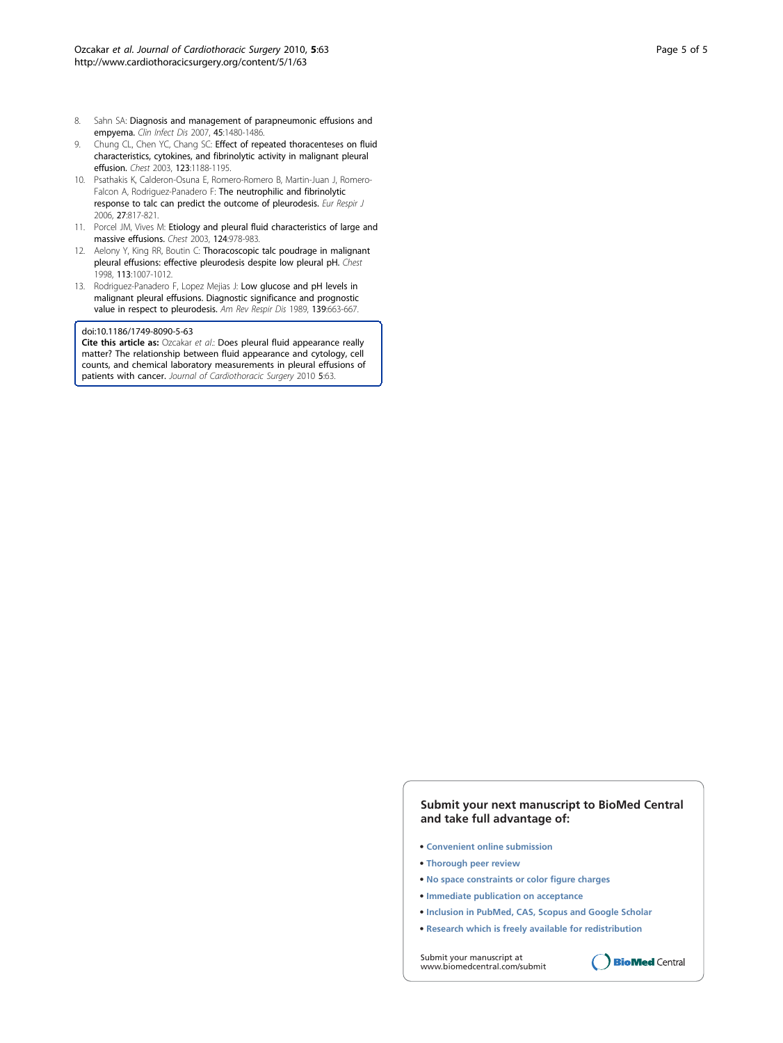8. Sahn SA: **Diagnosis and management of parapneumonic effusions and empyema.** *Clin Infect Dis* 2007, **45**:1480-1486.
9. Chung CL, Chen YC, Chang SC: **Effect of repeated thoracenteses on fluid characteristics, cytokines, and fibrinolytic activity in malignant pleural effusion.** *Chest* 2003, **123**:1188-1195.
10. Psathakis K, Calderon-Osuna E, Romero-Romero B, Martin-Juan J, Romero-Falcon A, Rodriguez-Panadero F: **The neutrophilic and fibrinolytic response to talc can predict the outcome of pleurodesis.** *Eur Respir J* 2006, **27**:817-821.
11. Porcel JM, Vives M: **Etiology and pleural fluid characteristics of large and massive effusions.** *Chest* 2003, **124**:978-983.
12. Aelony Y, King RR, Boutin C: **Thoracoscopic talc poudrage in malignant pleural effusions: effective pleurodesis despite low pleural pH.** *Chest* 1998, **113**:1007-1012.
13. Rodriguez-Panadero F, Lopez Mejias J: **Low glucose and pH levels in malignant pleural effusions. Diagnostic significance and prognostic value in respect to pleurodesis.** *Am Rev Respir Dis* 1989, **139**:663-667.

doi:10.1186/1749-8090-5-63

**Cite this article as:** Ozcakar *et al.*: Does pleural fluid appearance really matter? The relationship between fluid appearance and cytology, cell counts, and chemical laboratory measurements in pleural effusions of patients with cancer. *Journal of Cardiothoracic Surgery* 2010 **5**:63.

**Submit your next manuscript to BioMed Central and take full advantage of:**

- **Convenient online submission**
- **Thorough peer review**
- **No space constraints or color figure charges**
- **Immediate publication on acceptance**
- **Inclusion in PubMed, CAS, Scopus and Google Scholar**
- **Research which is freely available for redistribution**

Submit your manuscript at
www.biomedcentral.com/submit

BioMed Central